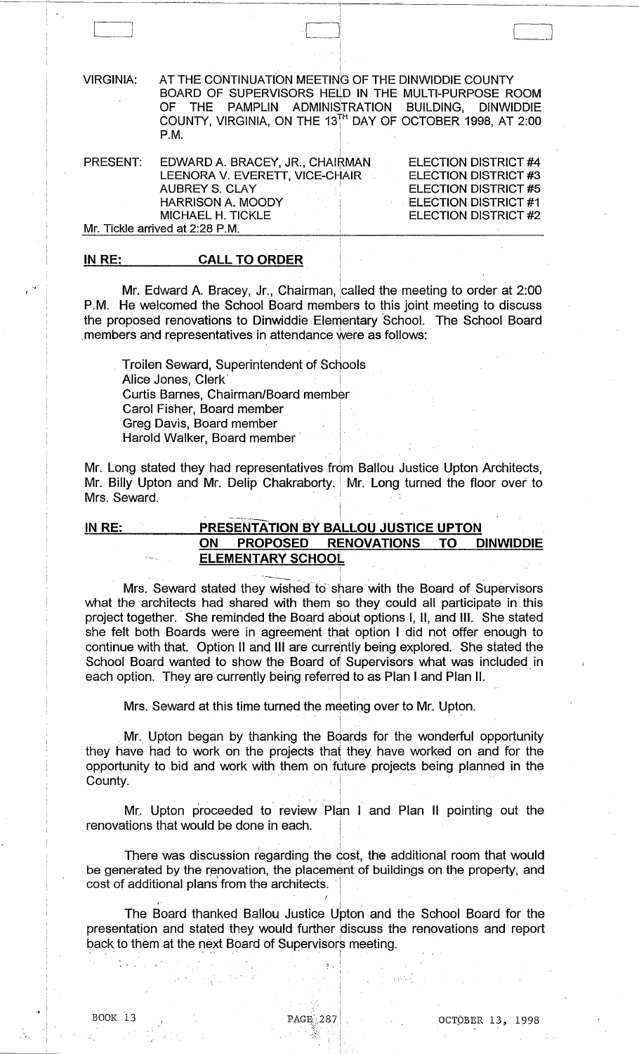VIRGINIA: AT THE CONTINUATION MEETING OF THE DINWIDDIE COUNTY BOARD OF SUPERVISORS HELD IN THE MULTI-PURPOSE ROOM OF THE PAMPLIN ADMINISTRATION BUILDING, DINWIDDIE COUNTY, VIRGINIA, ON THE 13TH DAY OF OCTOBER 1998, AT 2:00 P.M.

| PRESENT: | | |
|---|---|---|
| | EDWARD A. BRACEY, JR., CHAIRMAN | ELECTION DISTRICT #4 |
| | LEENORA V. EVERETT, VICE-CHAIR | ELECTION DISTRICT #3 |
| | AUBREY S. CLAY | ELECTION DISTRICT #5 |
| | HARRISON A. MOODY | ELECTION DISTRICT #1 |
| | MICHAEL H. TICKLE | ELECTION DISTRICT #2 |

Mr. Tickle arrived at 2:28 P.M.

**IN RE: CALL TO ORDER**

Mr. Edward A. Bracey, Jr., Chairman, called the meeting to order at 2:00 P.M. He welcomed the School Board members to this joint meeting to discuss the proposed renovations to Dinwiddie Elementary School. The School Board members and representatives in attendance were as follows:

Troilen Seward, Superintendent of Schools
Alice Jones, Clerk
Curtis Barnes, Chairman/Board member
Carol Fisher, Board member
Greg Davis, Board member
Harold Walker, Board member

Mr. Long stated they had representatives from Ballou Justice Upton Architects, Mr. Billy Upton and Mr. Delip Chakraborty. Mr. Long turned the floor over to Mrs. Seward.

**IN RE: PRESENTATION BY BALLOU JUSTICE UPTON ON PROPOSED RENOVATIONS TO DINWIDDIE ELEMENTARY SCHOOL**

Mrs. Seward stated they wished to share with the Board of Supervisors what the architects had shared with them so they could all participate in this project together. She reminded the Board about options I, II, and III. She stated she felt both Boards were in agreement that option I did not offer enough to continue with that. Option II and III are currently being explored. She stated the School Board wanted to show the Board of Supervisors what was included in each option. They are currently being referred to as Plan I and Plan II.

Mrs. Seward at this time turned the meeting over to Mr. Upton.

Mr. Upton began by thanking the Boards for the wonderful opportunity they have had to work on the projects that they have worked on and for the opportunity to bid and work with them on future projects being planned in the County.

Mr. Upton proceeded to review Plan I and Plan II pointing out the renovations that would be done in each.

There was discussion regarding the cost, the additional room that would be generated by the renovation, the placement of buildings on the property, and cost of additional plans from the architects.

The Board thanked Ballou Justice Upton and the School Board for the presentation and stated they would further discuss the renovations and report back to them at the next Board of Supervisors meeting.

BOOK 13 PAGE 287 OCTOBER 13, 1998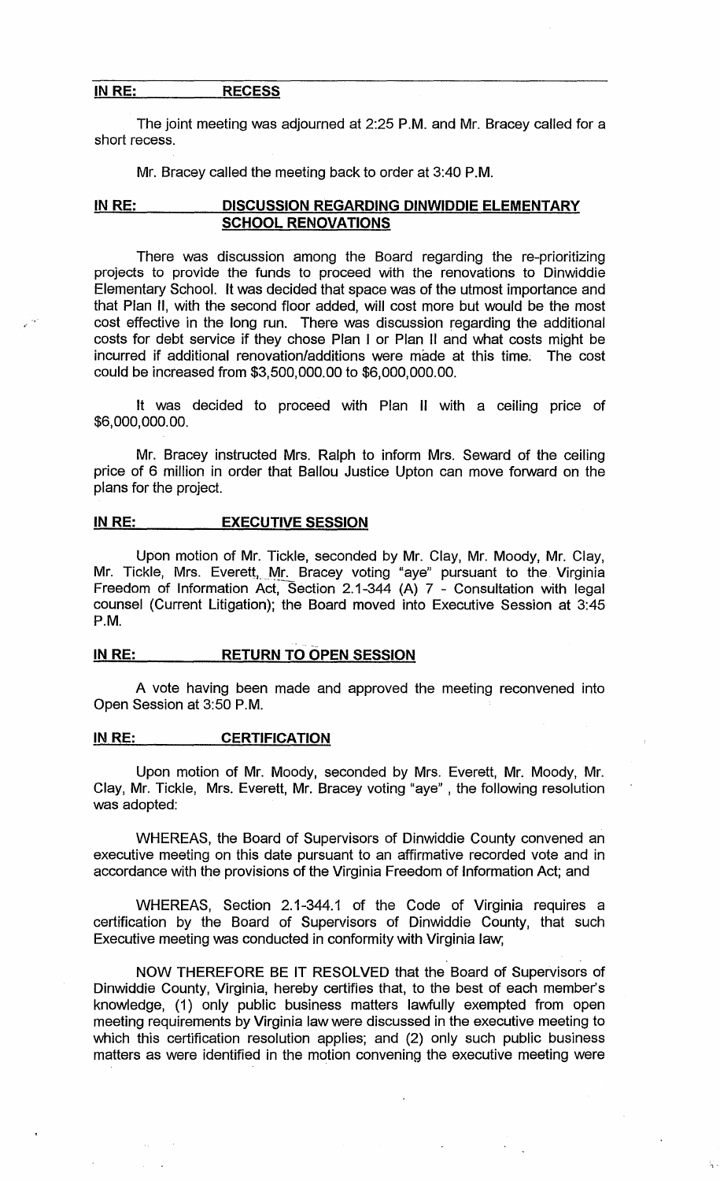**IN RE: RECESS**

The joint meeting was adjourned at 2:25 P.M. and Mr. Bracey called for a short recess.

Mr. Bracey called the meeting back to order at 3:40 P.M.

**IN RE: DISCUSSION REGARDING DINWIDDIE ELEMENTARY SCHOOL RENOVATIONS**

There was discussion among the Board regarding the re-prioritizing projects to provide the funds to proceed with the renovations to Dinwiddie Elementary School. It was decided that space was of the utmost importance and that Plan II, with the second floor added, will cost more but would be the most cost effective in the long run. There was discussion regarding the additional costs for debt service if they chose Plan I or Plan II and what costs might be incurred if additional renovation/additions were made at this time. The cost could be increased from $3,500,000.00 to $6,000,000.00.

It was decided to proceed with Plan II with a ceiling price of $6,000,000.00.

Mr. Bracey instructed Mrs. Ralph to inform Mrs. Seward of the ceiling price of 6 million in order that Ballou Justice Upton can move forward on the plans for the project.

**IN RE: EXECUTIVE SESSION**

Upon motion of Mr. Tickle, seconded by Mr. Clay, Mr. Moody, Mr. Clay, Mr. Tickle, Mrs. Everett, Mr. Bracey voting "aye" pursuant to the Virginia Freedom of Information Act, Section 2.1-344 (A) 7 - Consultation with legal counsel (Current Litigation); the Board moved into Executive Session at 3:45 P.M.

**IN RE: RETURN TO OPEN SESSION**

A vote having been made and approved the meeting reconvened into Open Session at 3:50 P.M.

**IN RE: CERTIFICATION**

Upon motion of Mr. Moody, seconded by Mrs. Everett, Mr. Moody, Mr. Clay, Mr. Tickle, Mrs. Everett, Mr. Bracey voting "aye" , the following resolution was adopted:

WHEREAS, the Board of Supervisors of Dinwiddie County convened an executive meeting on this date pursuant to an affirmative recorded vote and in accordance with the provisions of the Virginia Freedom of Information Act; and

WHEREAS, Section 2.1-344.1 of the Code of Virginia requires a certification by the Board of Supervisors of Dinwiddie County, that such Executive meeting was conducted in conformity with Virginia law;

NOW THEREFORE BE IT RESOLVED that the Board of Supervisors of Dinwiddie County, Virginia, hereby certifies that, to the best of each member's knowledge, (1) only public business matters lawfully exempted from open meeting requirements by Virginia law were discussed in the executive meeting to which this certification resolution applies; and (2) only such public business matters as were identified in the motion convening the executive meeting were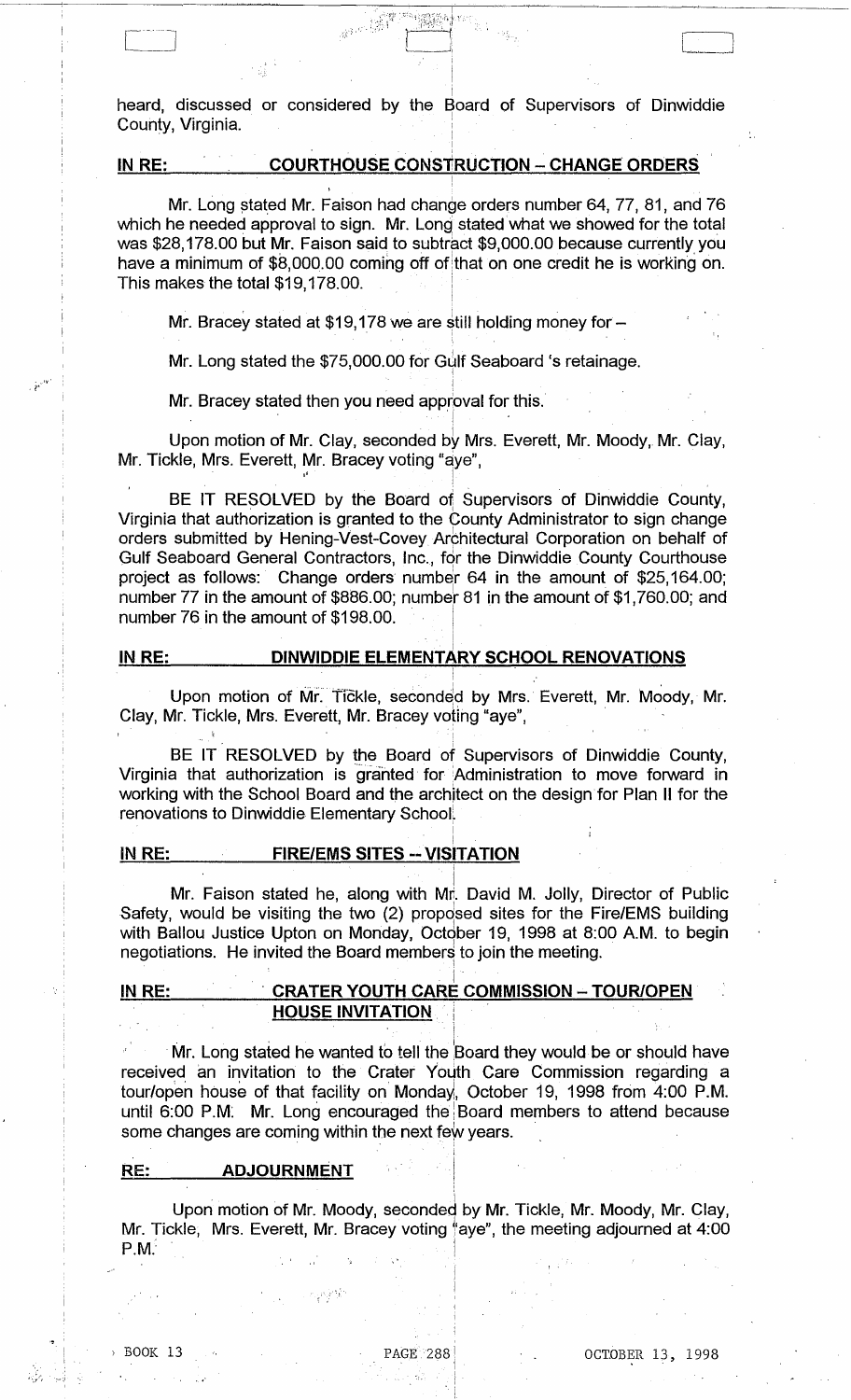heard, discussed or considered by the Board of Supervisors of Dinwiddie County, Virginia.

**IN RE: COURTHOUSE CONSTRUCTION – CHANGE ORDERS**

Mr. Long stated Mr. Faison had change orders number 64, 77, 81, and 76 which he needed approval to sign. Mr. Long stated what we showed for the total was $28,178.00 but Mr. Faison said to subtract $9,000.00 because currently you have a minimum of $8,000.00 coming off of that on one credit he is working on. This makes the total $19,178.00.

Mr. Bracey stated at $19,178 we are still holding money for –

Mr. Long stated the $75,000.00 for Gulf Seaboard 's retainage.

Mr. Bracey stated then you need approval for this.

Upon motion of Mr. Clay, seconded by Mrs. Everett, Mr. Moody, Mr. Clay, Mr. Tickle, Mrs. Everett, Mr. Bracey voting "aye",

BE IT RESOLVED by the Board of Supervisors of Dinwiddie County, Virginia that authorization is granted to the County Administrator to sign change orders submitted by Hening-Vest-Covey Architectural Corporation on behalf of Gulf Seaboard General Contractors, Inc., for the Dinwiddie County Courthouse project as follows: Change orders number 64 in the amount of $25,164.00; number 77 in the amount of $886.00; number 81 in the amount of $1,760.00; and number 76 in the amount of $198.00.

**IN RE: DINWIDDIE ELEMENTARY SCHOOL RENOVATIONS**

Upon motion of Mr. Tickle, seconded by Mrs. Everett, Mr. Moody, Mr. Clay, Mr. Tickle, Mrs. Everett, Mr. Bracey voting "aye",

BE IT RESOLVED by the Board of Supervisors of Dinwiddie County, Virginia that authorization is granted for Administration to move forward in working with the School Board and the architect on the design for Plan II for the renovations to Dinwiddie Elementary School.

**IN RE: FIRE/EMS SITES -- VISITATION**

Mr. Faison stated he, along with Mr. David M. Jolly, Director of Public Safety, would be visiting the two (2) proposed sites for the Fire/EMS building with Ballou Justice Upton on Monday, October 19, 1998 at 8:00 A.M. to begin negotiations. He invited the Board members to join the meeting.

**IN RE: CRATER YOUTH CARE COMMISSION – TOUR/OPEN HOUSE INVITATION**

Mr. Long stated he wanted to tell the Board they would be or should have received an invitation to the Crater Youth Care Commission regarding a tour/open house of that facility on Monday, October 19, 1998 from 4:00 P.M. until 6:00 P.M. Mr. Long encouraged the Board members to attend because some changes are coming within the next few years.

**RE: ADJOURNMENT**

Upon motion of Mr. Moody, seconded by Mr. Tickle, Mr. Moody, Mr. Clay, Mr. Tickle, Mrs. Everett, Mr. Bracey voting "aye", the meeting adjourned at 4:00 P.M.

BOOK 13 PAGE 288 OCTOBER 13, 1998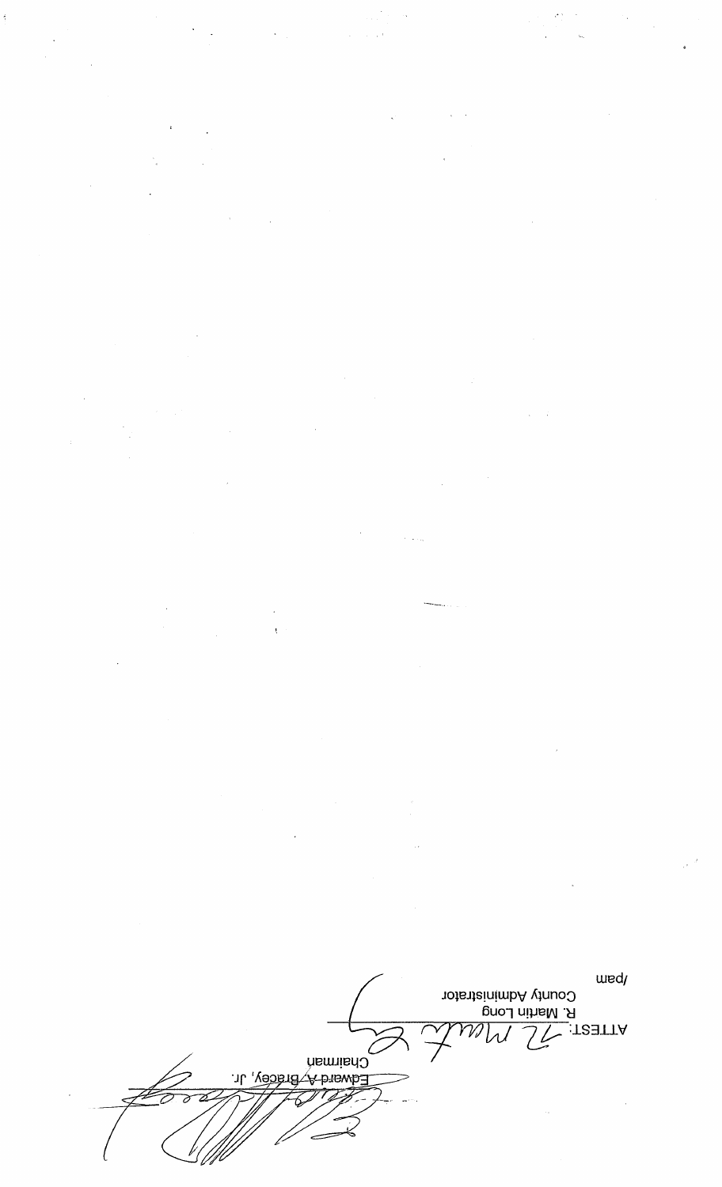Edward A. Bracey, Jr.
Chairman

ATTEST:

R. Martin Long
County Administrator

/pam